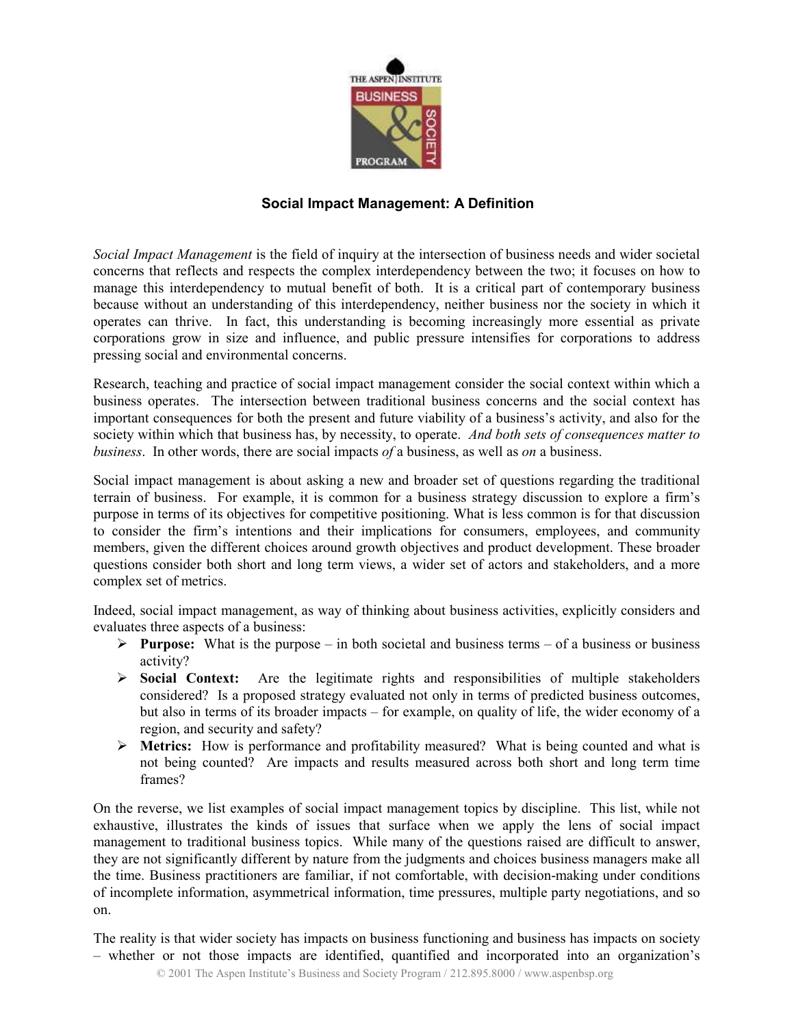## Social Impact Management: A Definition

*Social Impact Management* is the field of inquiry at the intersection of business needs and wider societal concerns that reflects and respects the complex interdependency between the two; it focuses on how to manage this interdependency to mutual benefit of both. It is a critical part of contemporary business because without an understanding of this interdependency, neither business nor the society in which it operates can thrive. In fact, this understanding is becoming increasingly more essential as private corporations grow in size and influence, and public pressure intensifies for corporations to address pressing social and environmental concerns.

Research, teaching and practice of social impact management consider the social context within which a business operates. The intersection between traditional business concerns and the social context has important consequences for both the present and future viability of a business's activity, and also for the society within which that business has, by necessity, to operate. *And both sets of consequences matter to business*. In other words, there are social impacts *of* a business, as well as *on* a business.

Social impact management is about asking a new and broader set of questions regarding the traditional terrain of business. For example, it is common for a business strategy discussion to explore a firm's purpose in terms of its objectives for competitive positioning. What is less common is for that discussion to consider the firm's intentions and their implications for consumers, employees, and community members, given the different choices around growth objectives and product development. These broader questions consider both short and long term views, a wider set of actors and stakeholders, and a more complex set of metrics.

Indeed, social impact management, as way of thinking about business activities, explicitly considers and evaluates three aspects of a business:

- **Purpose:** What is the purpose – in both societal and business terms – of a business or business activity?
- **Social Context:** Are the legitimate rights and responsibilities of multiple stakeholders considered? Is a proposed strategy evaluated not only in terms of predicted business outcomes, but also in terms of its broader impacts – for example, on quality of life, the wider economy of a region, and security and safety?
- **Metrics:** How is performance and profitability measured? What is being counted and what is not being counted? Are impacts and results measured across both short and long term time frames?

On the reverse, we list examples of social impact management topics by discipline. This list, while not exhaustive, illustrates the kinds of issues that surface when we apply the lens of social impact management to traditional business topics. While many of the questions raised are difficult to answer, they are not significantly different by nature from the judgments and choices business managers make all the time. Business practitioners are familiar, if not comfortable, with decision-making under conditions of incomplete information, asymmetrical information, time pressures, multiple party negotiations, and so on.

The reality is that wider society has impacts on business functioning and business has impacts on society – whether or not those impacts are identified, quantified and incorporated into an organization's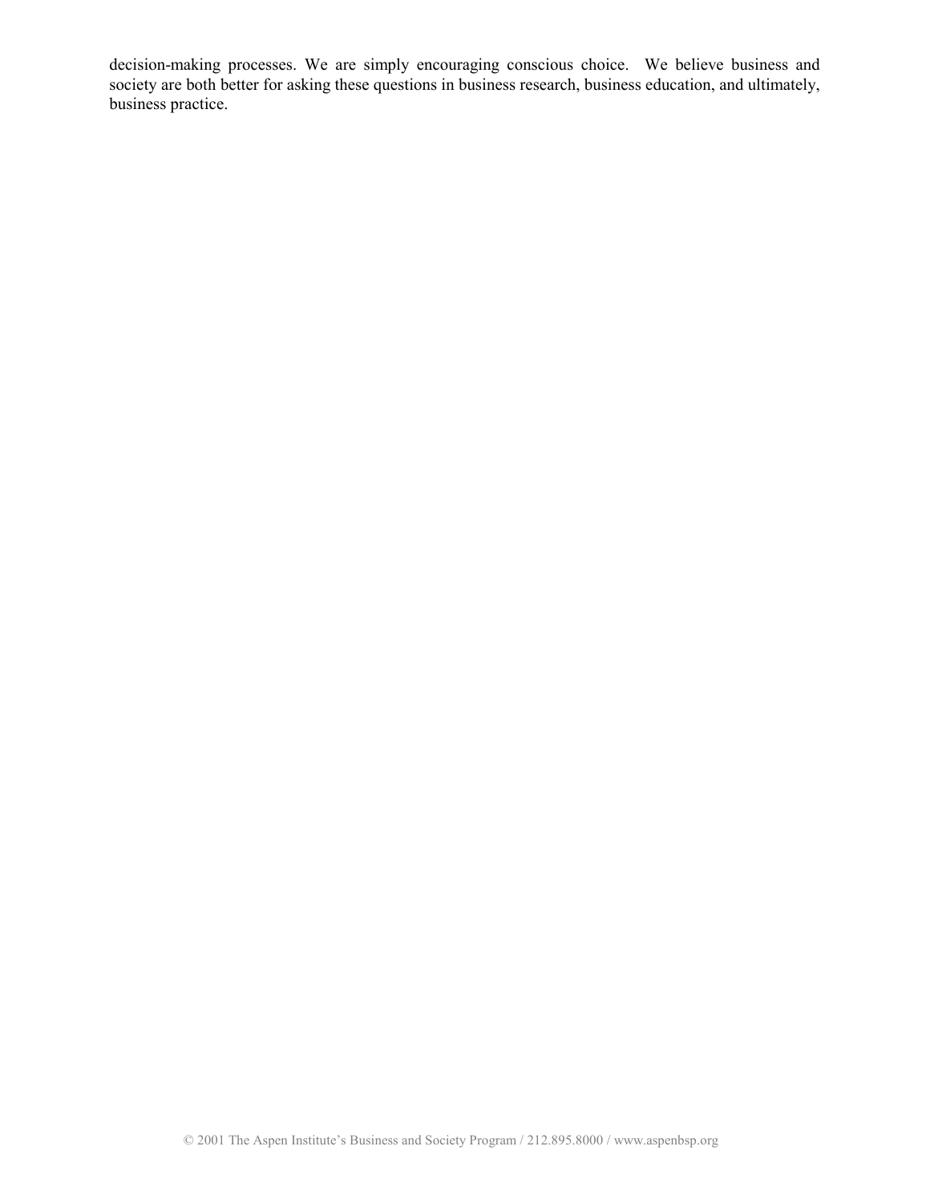decision-making processes. We are simply encouraging conscious choice. We believe business and society are both better for asking these questions in business research, business education, and ultimately, business practice.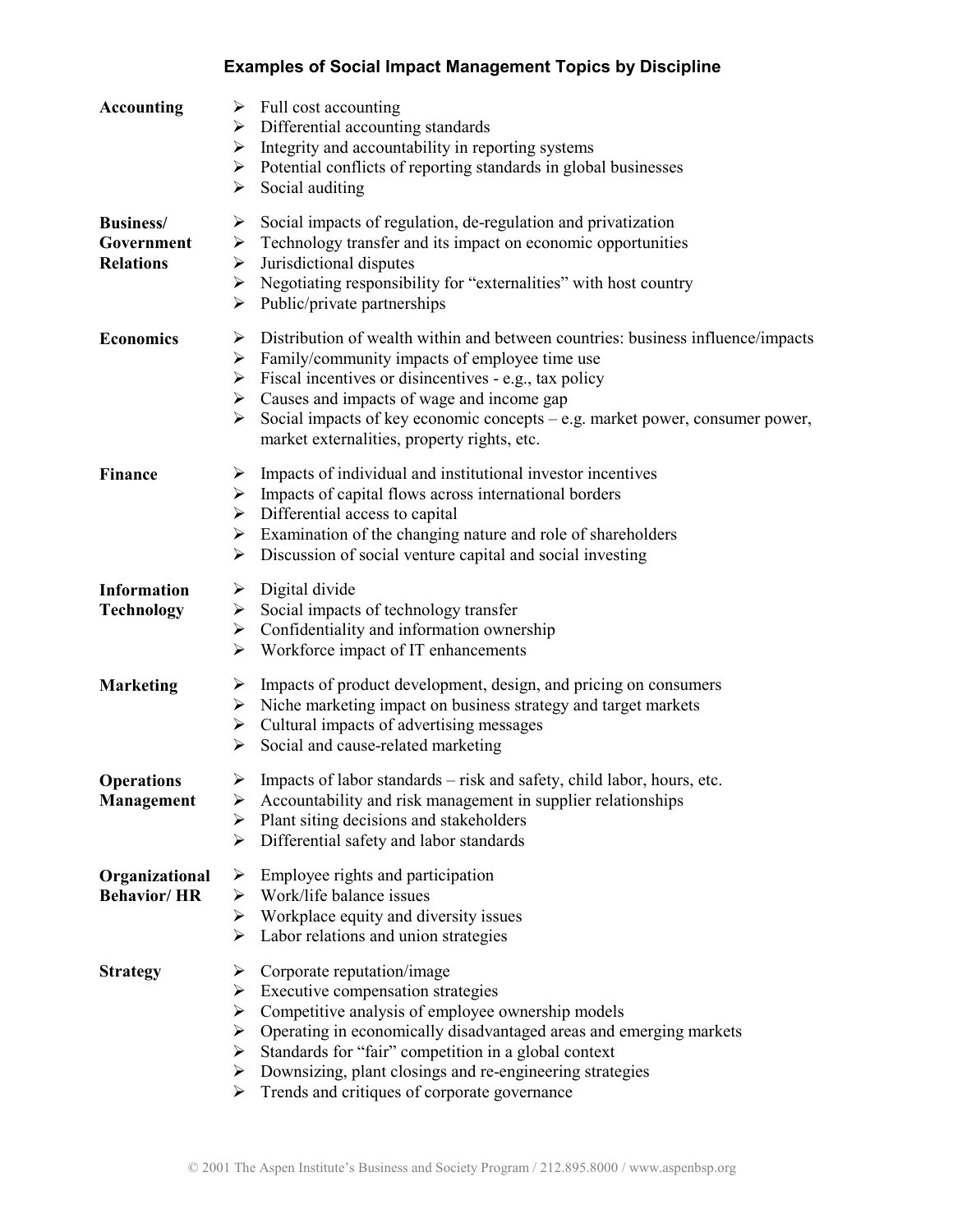# Examples of Social Impact Management Topics by Discipline

**Accounting**

- Full cost accounting
- Differential accounting standards
- Integrity and accountability in reporting systems
- Potential conflicts of reporting standards in global businesses
- Social auditing

**Business/ Government Relations**

- Social impacts of regulation, de-regulation and privatization
- Technology transfer and its impact on economic opportunities
- Jurisdictional disputes
- Negotiating responsibility for "externalities" with host country
- Public/private partnerships

**Economics**

- Distribution of wealth within and between countries: business influence/impacts
- Family/community impacts of employee time use
- Fiscal incentives or disincentives - e.g., tax policy
- Causes and impacts of wage and income gap
- Social impacts of key economic concepts – e.g. market power, consumer power, market externalities, property rights, etc.

**Finance**

- Impacts of individual and institutional investor incentives
- Impacts of capital flows across international borders
- Differential access to capital
- Examination of the changing nature and role of shareholders
- Discussion of social venture capital and social investing

**Information Technology**

- Digital divide
- Social impacts of technology transfer
- Confidentiality and information ownership
- Workforce impact of IT enhancements

**Marketing**

- Impacts of product development, design, and pricing on consumers
- Niche marketing impact on business strategy and target markets
- Cultural impacts of advertising messages
- Social and cause-related marketing

**Operations Management**

- Impacts of labor standards – risk and safety, child labor, hours, etc.
- Accountability and risk management in supplier relationships
- Plant siting decisions and stakeholders
- Differential safety and labor standards

**Organizational Behavior/ HR**

- Employee rights and participation
- Work/life balance issues
- Workplace equity and diversity issues
- Labor relations and union strategies

**Strategy**

- Corporate reputation/image
- Executive compensation strategies
- Competitive analysis of employee ownership models
- Operating in economically disadvantaged areas and emerging markets
- Standards for "fair" competition in a global context
- Downsizing, plant closings and re-engineering strategies
- Trends and critiques of corporate governance

© 2001 The Aspen Institute's Business and Society Program / 212.895.8000 / www.aspenbsp.org